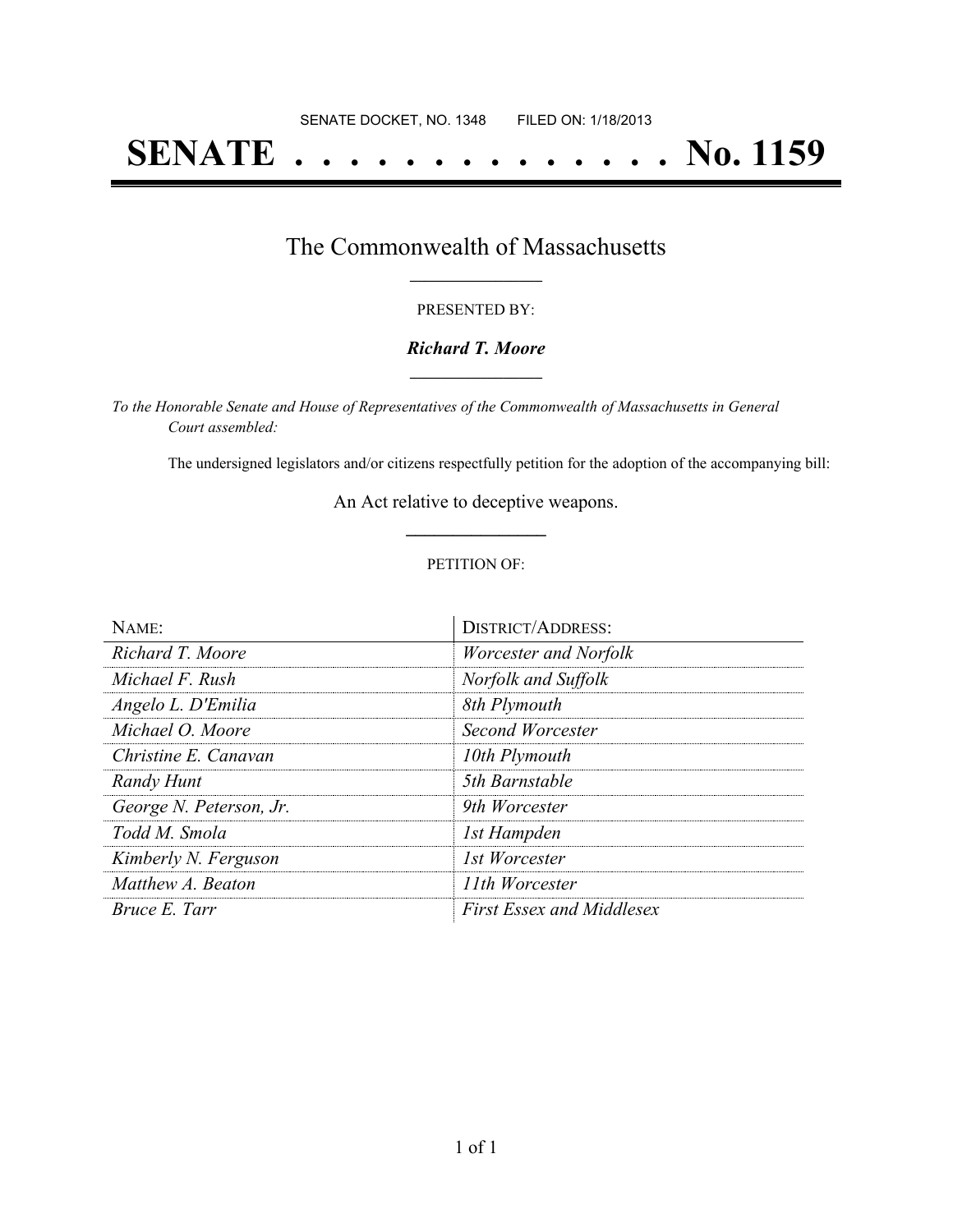SENATE DOCKET, NO. 1348        FILED ON: 1/18/2013

# SENATE . . . . . . . . . . . . . . No. 1159

## The Commonwealth of Massachusetts

PRESENTED BY:

***Richard T. Moore***

*To the Honorable Senate and House of Representatives of the Commonwealth of Massachusetts in General Court assembled:*

The undersigned legislators and/or citizens respectfully petition for the adoption of the accompanying bill:

An Act relative to deceptive weapons.

PETITION OF:

| NAME: | DISTRICT/ADDRESS: |
|---|---|
| *Richard T. Moore* | *Worcester and Norfolk* |
| *Michael F. Rush* | *Norfolk and Suffolk* |
| *Angelo L. D'Emilia* | *8th Plymouth* |
| *Michael O. Moore* | *Second Worcester* |
| *Christine E. Canavan* | *10th Plymouth* |
| *Randy Hunt* | *5th Barnstable* |
| *George N. Peterson, Jr.* | *9th Worcester* |
| *Todd M. Smola* | *1st Hampden* |
| *Kimberly N. Ferguson* | *1st Worcester* |
| *Matthew A. Beaton* | *11th Worcester* |
| *Bruce E. Tarr* | *First Essex and Middlesex* |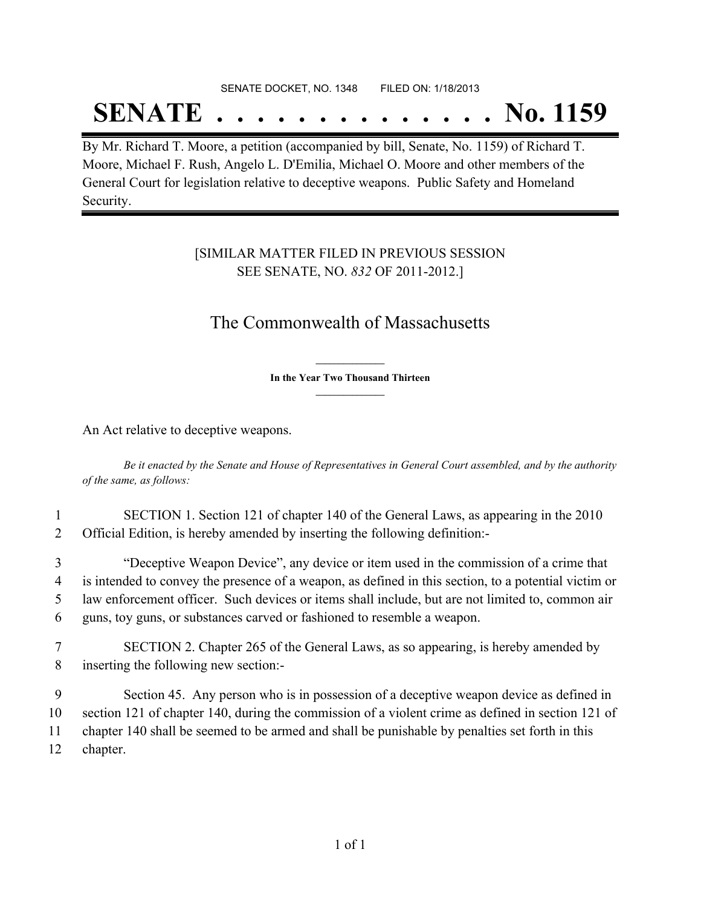SENATE DOCKET, NO. 1348        FILED ON: 1/18/2013

# SENATE . . . . . . . . . . . . . . No. 1159

By Mr. Richard T. Moore, a petition (accompanied by bill, Senate, No. 1159) of Richard T. Moore, Michael F. Rush, Angelo L. D'Emilia, Michael O. Moore and other members of the General Court for legislation relative to deceptive weapons. Public Safety and Homeland Security.

[SIMILAR MATTER FILED IN PREVIOUS SESSION
SEE SENATE, NO. *832* OF 2011-2012.]

## The Commonwealth of Massachusetts

**In the Year Two Thousand Thirteen**

An Act relative to deceptive weapons.

*Be it enacted by the Senate and House of Representatives in General Court assembled, and by the authority of the same, as follows:*

1 SECTION 1. Section 121 of chapter 140 of the General Laws, as appearing in the 2010
2 Official Edition, is hereby amended by inserting the following definition:-

3 "Deceptive Weapon Device", any device or item used in the commission of a crime that
4 is intended to convey the presence of a weapon, as defined in this section, to a potential victim or
5 law enforcement officer. Such devices or items shall include, but are not limited to, common air
6 guns, toy guns, or substances carved or fashioned to resemble a weapon.

7 SECTION 2. Chapter 265 of the General Laws, as so appearing, is hereby amended by
8 inserting the following new section:-

9 Section 45. Any person who is in possession of a deceptive weapon device as defined in
10 section 121 of chapter 140, during the commission of a violent crime as defined in section 121 of
11 chapter 140 shall be seemed to be armed and shall be punishable by penalties set forth in this
12 chapter.